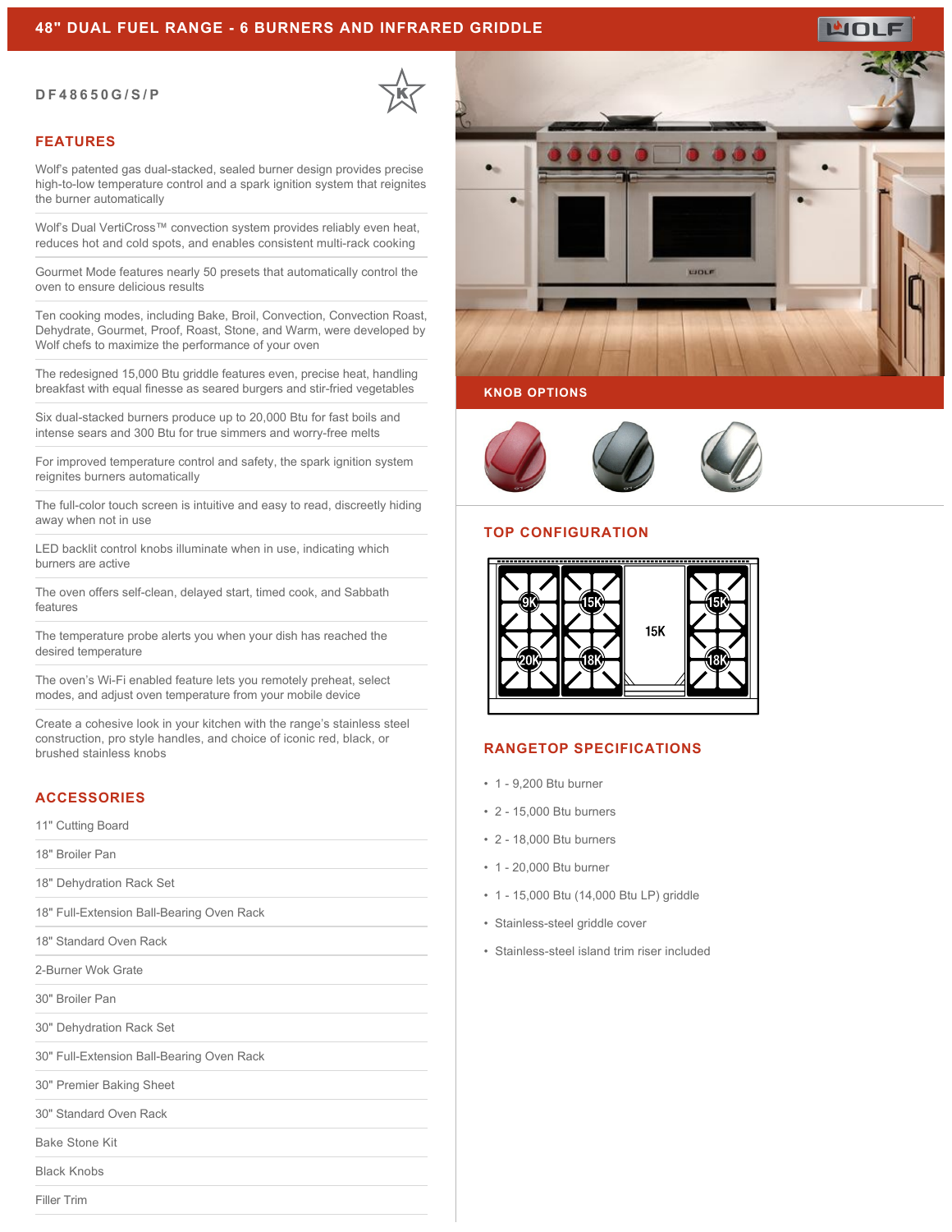# 48" DUAL FUEL RANGE - 6 BURNERS AND INFRARED GRIDDLE

DF48650G/S/P

## FEATURES

Wolf's patented gas dual-stacked, sealed burner design provides precise high-to-low temperature control and a spark ignition system that reignites the burner automatically

Wolf's Dual VertiCross™ convection system provides reliably even heat, reduces hot and cold spots, and enables consistent multi-rack cooking

Gourmet Mode features nearly 50 presets that automatically control the oven to ensure delicious results

Ten cooking modes, including Bake, Broil, Convection, Convection Roast, Dehydrate, Gourmet, Proof, Roast, Stone, and Warm, were developed by Wolf chefs to maximize the performance of your oven

The redesigned 15,000 Btu griddle features even, precise heat, handling breakfast with equal finesse as seared burgers and stir-fried vegetables

Six dual-stacked burners produce up to 20,000 Btu for fast boils and intense sears and 300 Btu for true simmers and worry-free melts

For improved temperature control and safety, the spark ignition system reignites burners automatically

The full-color touch screen is intuitive and easy to read, discreetly hiding away when not in use

LED backlit control knobs illuminate when in use, indicating which burners are active

The oven offers self-clean, delayed start, timed cook, and Sabbath features

The temperature probe alerts you when your dish has reached the desired temperature

The oven's Wi-Fi enabled feature lets you remotely preheat, select modes, and adjust oven temperature from your mobile device

Create a cohesive look in your kitchen with the range's stainless steel construction, pro style handles, and choice of iconic red, black, or brushed stainless knobs

## ACCESSORIES

11" Cutting Board

18" Broiler Pan

18" Dehydration Rack Set

18" Full-Extension Ball-Bearing Oven Rack

18" Standard Oven Rack

2-Burner Wok Grate

30" Broiler Pan

30" Dehydration Rack Set

30" Full-Extension Ball-Bearing Oven Rack

30" Premier Baking Sheet

30" Standard Oven Rack

Bake Stone Kit

Black Knobs

Filler Trim

## KNOB OPTIONS

## TOP CONFIGURATION

9K | 15K | 15K (griddle) | 15K
20K | 18K | | 18K

## RANGETOP SPECIFICATIONS

- 1 - 9,200 Btu burner
- 2 - 15,000 Btu burners
- 2 - 18,000 Btu burners
- 1 - 20,000 Btu burner
- 1 - 15,000 Btu (14,000 Btu LP) griddle
- Stainless-steel griddle cover
- Stainless-steel island trim riser included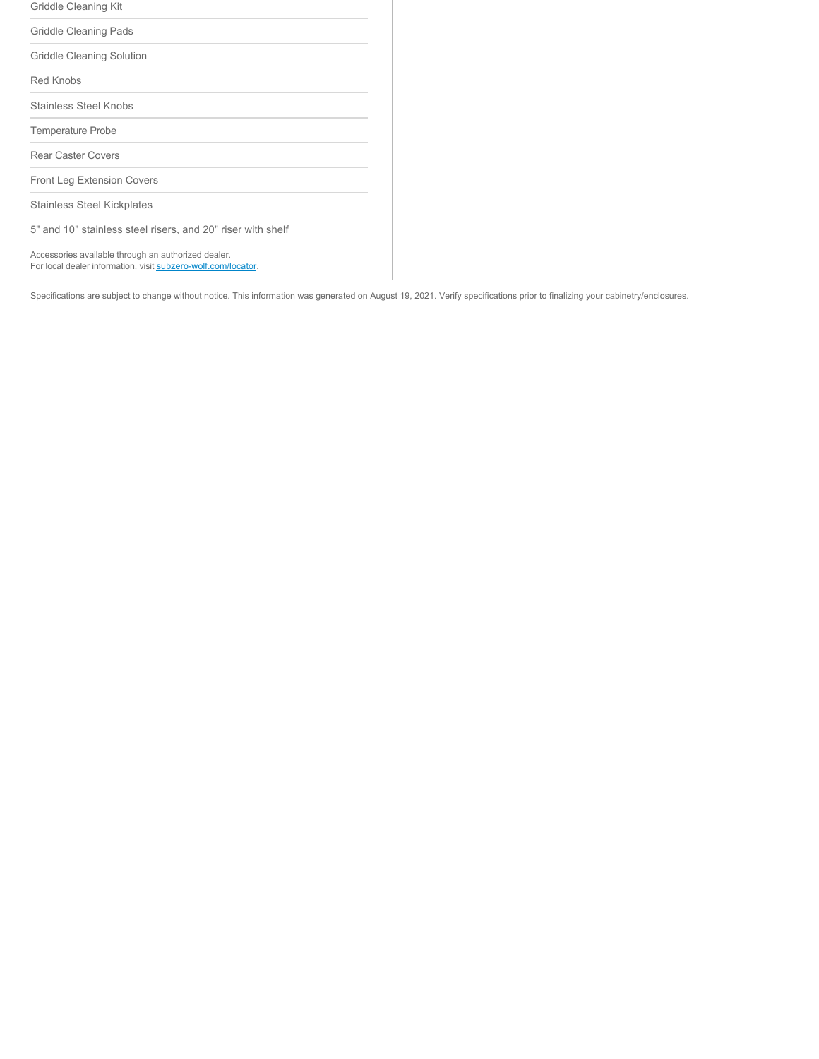- Griddle Cleaning Kit
- Griddle Cleaning Pads
- Griddle Cleaning Solution
- Red Knobs
- Stainless Steel Knobs
- Temperature Probe
- Rear Caster Covers
- Front Leg Extension Covers
- Stainless Steel Kickplates
- 5" and 10" stainless steel risers, and 20" riser with shelf

Accessories available through an authorized dealer.
For local dealer information, visit subzero-wolf.com/locator.

Specifications are subject to change without notice. This information was generated on August 19, 2021. Verify specifications prior to finalizing your cabinetry/enclosures.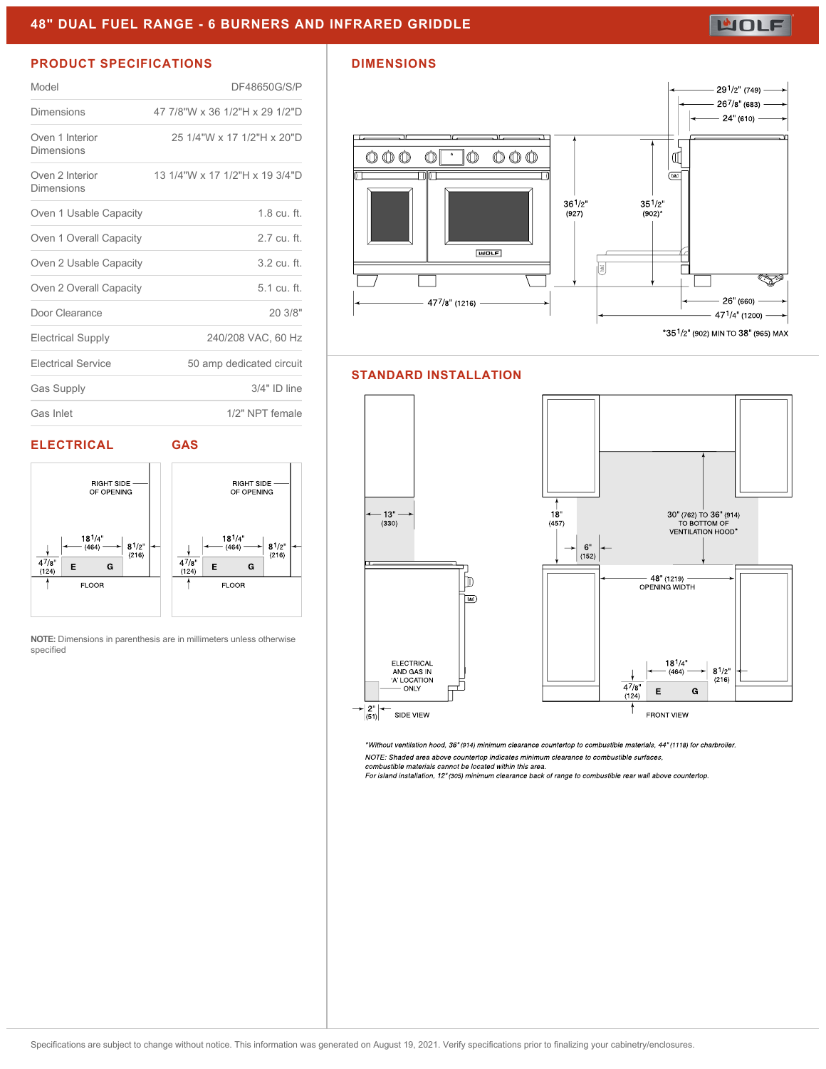# 48" DUAL FUEL RANGE - 6 BURNERS AND INFRARED GRIDDLE

## PRODUCT SPECIFICATIONS

| | |
|---|---|
| Model | DF48650G/S/P |
| Dimensions | 47 7/8"W x 36 1/2"H x 29 1/2"D |
| Oven 1 Interior Dimensions | 25 1/4"W x 17 1/2"H x 20"D |
| Oven 2 Interior Dimensions | 13 1/4"W x 17 1/2"H x 19 3/4"D |
| Oven 1 Usable Capacity | 1.8 cu. ft. |
| Oven 1 Overall Capacity | 2.7 cu. ft. |
| Oven 2 Usable Capacity | 3.2 cu. ft. |
| Oven 2 Overall Capacity | 5.1 cu. ft. |
| Door Clearance | 20 3/8" |
| Electrical Supply | 240/208 VAC, 60 Hz |
| Electrical Service | 50 amp dedicated circuit |
| Gas Supply | 3/4" ID line |
| Gas Inlet | 1/2" NPT female |

## ELECTRICAL

RIGHT SIDE OF OPENING

18 1/4" (464)

8 1/2" (216)

4 7/8" (124)

E G

FLOOR

## GAS

RIGHT SIDE OF OPENING

18 1/4" (464)

8 1/2" (216)

4 7/8" (124)

E G

FLOOR

**NOTE:** Dimensions in parenthesis are in millimeters unless otherwise specified

## DIMENSIONS

29 1/2" (749)

26 7/8" (683)

24" (610)

36 1/2" (927)

35 1/2" (902)*

47 7/8" (1216)

26" (660)

47 1/4" (1200)

*35 1/2" (902) MIN TO 38" (965) MAX

## STANDARD INSTALLATION

13" (330)

18" (457)

6" (152)

30" (762) TO 36" (914) TO BOTTOM OF VENTILATION HOOD*

48" (1219) OPENING WIDTH

ELECTRICAL AND GAS IN 'A' LOCATION ONLY

2" (51)

SIDE VIEW

18 1/4" (464)

8 1/2" (216)

4 7/8" (124)

E G

FRONT VIEW

*Without ventilation hood, 36" (914) minimum clearance countertop to combustible materials, 44" (1118) for charbroiler.

NOTE: Shaded area above countertop indicates minimum clearance to combustible surfaces, combustible materials cannot be located within this area.

For island installation, 12" (305) minimum clearance back of range to combustible rear wall above countertop.

Specifications are subject to change without notice. This information was generated on August 19, 2021. Verify specifications prior to finalizing your cabinetry/enclosures.